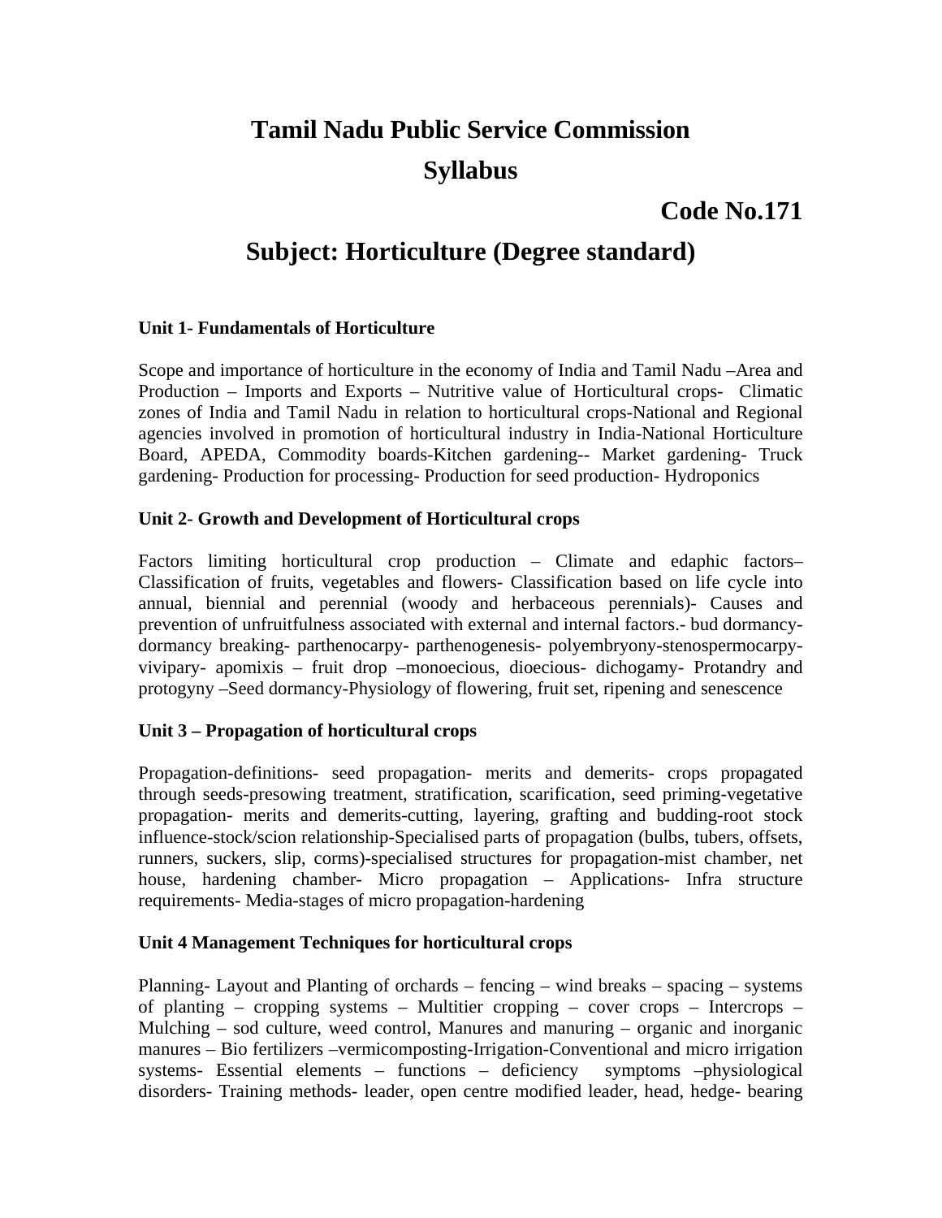# Tamil Nadu Public Service Commission

# Syllabus

**Code No.171**

## Subject: Horticulture (Degree standard)

### Unit 1- Fundamentals of Horticulture

Scope and importance of horticulture in the economy of India and Tamil Nadu –Area and Production – Imports and Exports – Nutritive value of Horticultural crops- Climatic zones of India and Tamil Nadu in relation to horticultural crops-National and Regional agencies involved in promotion of horticultural industry in India-National Horticulture Board, APEDA, Commodity boards-Kitchen gardening-- Market gardening- Truck gardening- Production for processing- Production for seed production- Hydroponics

### Unit 2- Growth and Development of Horticultural crops

Factors limiting horticultural crop production – Climate and edaphic factors– Classification of fruits, vegetables and flowers- Classification based on life cycle into annual, biennial and perennial (woody and herbaceous perennials)- Causes and prevention of unfruitfulness associated with external and internal factors.- bud dormancy- dormancy breaking- parthenocarpy- parthenogenesis- polyembryony-stenospermocarpy- vivipary- apomixis – fruit drop –monoecious, dioecious- dichogamy- Protandry and protogyny –Seed dormancy-Physiology of flowering, fruit set, ripening and senescence

### Unit 3 – Propagation of horticultural crops

Propagation-definitions- seed propagation- merits and demerits- crops propagated through seeds-presowing treatment, stratification, scarification, seed priming-vegetative propagation- merits and demerits-cutting, layering, grafting and budding-root stock influence-stock/scion relationship-Specialised parts of propagation (bulbs, tubers, offsets, runners, suckers, slip, corms)-specialised structures for propagation-mist chamber, net house, hardening chamber- Micro propagation – Applications- Infra structure requirements- Media-stages of micro propagation-hardening

### Unit 4 Management Techniques for horticultural crops

Planning- Layout and Planting of orchards – fencing – wind breaks – spacing – systems of planting – cropping systems – Multitier cropping – cover crops – Intercrops – Mulching – sod culture, weed control, Manures and manuring – organic and inorganic manures – Bio fertilizers –vermicomposting-Irrigation-Conventional and micro irrigation systems- Essential elements – functions – deficiency symptoms –physiological disorders- Training methods- leader, open centre modified leader, head, hedge- bearing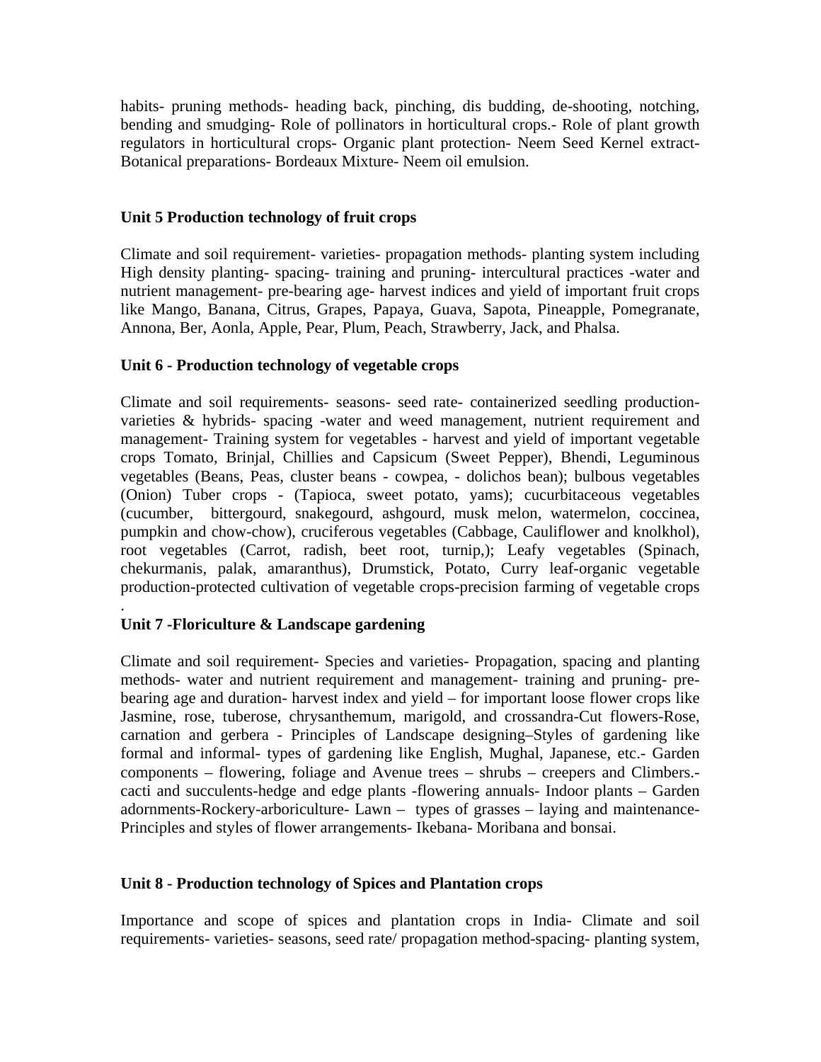habits- pruning methods- heading back, pinching, dis budding, de-shooting, notching, bending and smudging- Role of pollinators in horticultural crops.- Role of plant growth regulators in horticultural crops- Organic plant protection- Neem Seed Kernel extract- Botanical preparations- Bordeaux Mixture- Neem oil emulsion.

**Unit 5 Production technology of fruit crops**

Climate and soil requirement- varieties- propagation methods- planting system including High density planting- spacing- training and pruning- intercultural practices -water and nutrient management- pre-bearing age- harvest indices and yield of important fruit crops like Mango, Banana, Citrus, Grapes, Papaya, Guava, Sapota, Pineapple, Pomegranate, Annona, Ber, Aonla, Apple, Pear, Plum, Peach, Strawberry, Jack, and Phalsa.

**Unit 6 - Production technology of vegetable crops**

Climate and soil requirements- seasons- seed rate- containerized seedling production- varieties & hybrids- spacing -water and weed management, nutrient requirement and management- Training system for vegetables - harvest and yield of important vegetable crops Tomato, Brinjal, Chillies and Capsicum (Sweet Pepper), Bhendi, Leguminous vegetables (Beans, Peas, cluster beans - cowpea, - dolichos bean); bulbous vegetables (Onion) Tuber crops - (Tapioca, sweet potato, yams); cucurbitaceous vegetables (cucumber, bittergourd, snakegourd, ashgourd, musk melon, watermelon, coccinea, pumpkin and chow-chow), cruciferous vegetables (Cabbage, Cauliflower and knolkhol), root vegetables (Carrot, radish, beet root, turnip,); Leafy vegetables (Spinach, chekurmanis, palak, amaranthus), Drumstick, Potato, Curry leaf-organic vegetable production-protected cultivation of vegetable crops-precision farming of vegetable crops .

**Unit 7 -Floriculture & Landscape gardening**

Climate and soil requirement- Species and varieties- Propagation, spacing and planting methods- water and nutrient requirement and management- training and pruning- pre-bearing age and duration- harvest index and yield – for important loose flower crops like Jasmine, rose, tuberose, chrysanthemum, marigold, and crossandra-Cut flowers-Rose, carnation and gerbera - Principles of Landscape designing–Styles of gardening like formal and informal- types of gardening like English, Mughal, Japanese, etc.- Garden components – flowering, foliage and Avenue trees – shrubs – creepers and Climbers.- cacti and succulents-hedge and edge plants -flowering annuals- Indoor plants – Garden adornments-Rockery-arboriculture- Lawn – types of grasses – laying and maintenance- Principles and styles of flower arrangements- Ikebana- Moribana and bonsai.

**Unit 8 - Production technology of Spices and Plantation crops**

Importance and scope of spices and plantation crops in India- Climate and soil requirements- varieties- seasons, seed rate/ propagation method-spacing- planting system,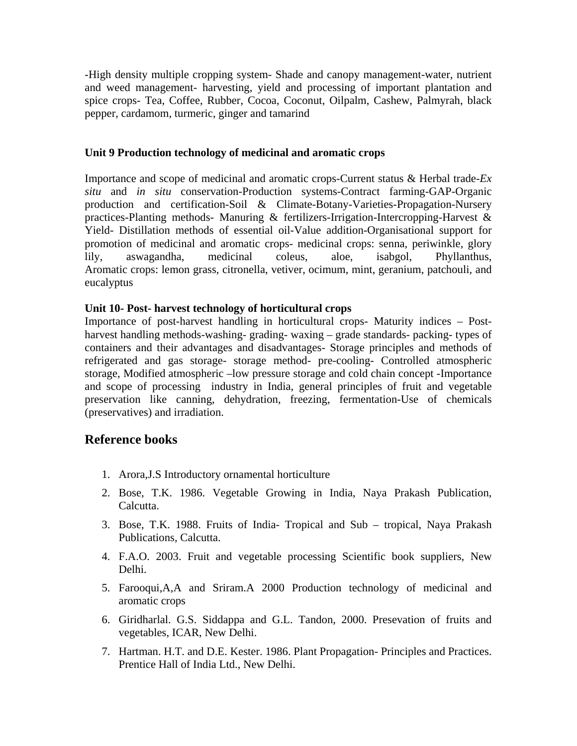-High density multiple cropping system- Shade and canopy management-water, nutrient and weed management- harvesting, yield and processing of important plantation and spice crops- Tea, Coffee, Rubber, Cocoa, Coconut, Oilpalm, Cashew, Palmyrah, black pepper, cardamom, turmeric, ginger and tamarind

**Unit 9 Production technology of medicinal and aromatic crops**

Importance and scope of medicinal and aromatic crops-Current status & Herbal trade-*Ex situ* and *in situ* conservation-Production systems-Contract farming-GAP-Organic production and certification-Soil & Climate-Botany-Varieties-Propagation-Nursery practices-Planting methods- Manuring & fertilizers-Irrigation-Intercropping-Harvest & Yield- Distillation methods of essential oil-Value addition-Organisational support for promotion of medicinal and aromatic crops- medicinal crops: senna, periwinkle, glory lily, aswagandha, medicinal coleus, aloe, isabgol, Phyllanthus, Aromatic crops: lemon grass, citronella, vetiver, ocimum, mint, geranium, patchouli, and eucalyptus

**Unit 10- Post- harvest technology of horticultural crops**

Importance of post-harvest handling in horticultural crops- Maturity indices – Post-harvest handling methods-washing- grading- waxing – grade standards- packing- types of containers and their advantages and disadvantages- Storage principles and methods of refrigerated and gas storage- storage method- pre-cooling- Controlled atmospheric storage, Modified atmospheric –low pressure storage and cold chain concept -Importance and scope of processing industry in India, general principles of fruit and vegetable preservation like canning, dehydration, freezing, fermentation-Use of chemicals (preservatives) and irradiation.

## Reference books

1. Arora,J.S Introductory ornamental horticulture
2. Bose, T.K. 1986. Vegetable Growing in India, Naya Prakash Publication, Calcutta.
3. Bose, T.K. 1988. Fruits of India- Tropical and Sub – tropical, Naya Prakash Publications, Calcutta.
4. F.A.O. 2003. Fruit and vegetable processing Scientific book suppliers, New Delhi.
5. Farooqui,A,A and Sriram.A 2000 Production technology of medicinal and aromatic crops
6. Giridharlal. G.S. Siddappa and G.L. Tandon, 2000. Presevation of fruits and vegetables, ICAR, New Delhi.
7. Hartman. H.T. and D.E. Kester. 1986. Plant Propagation- Principles and Practices. Prentice Hall of India Ltd., New Delhi.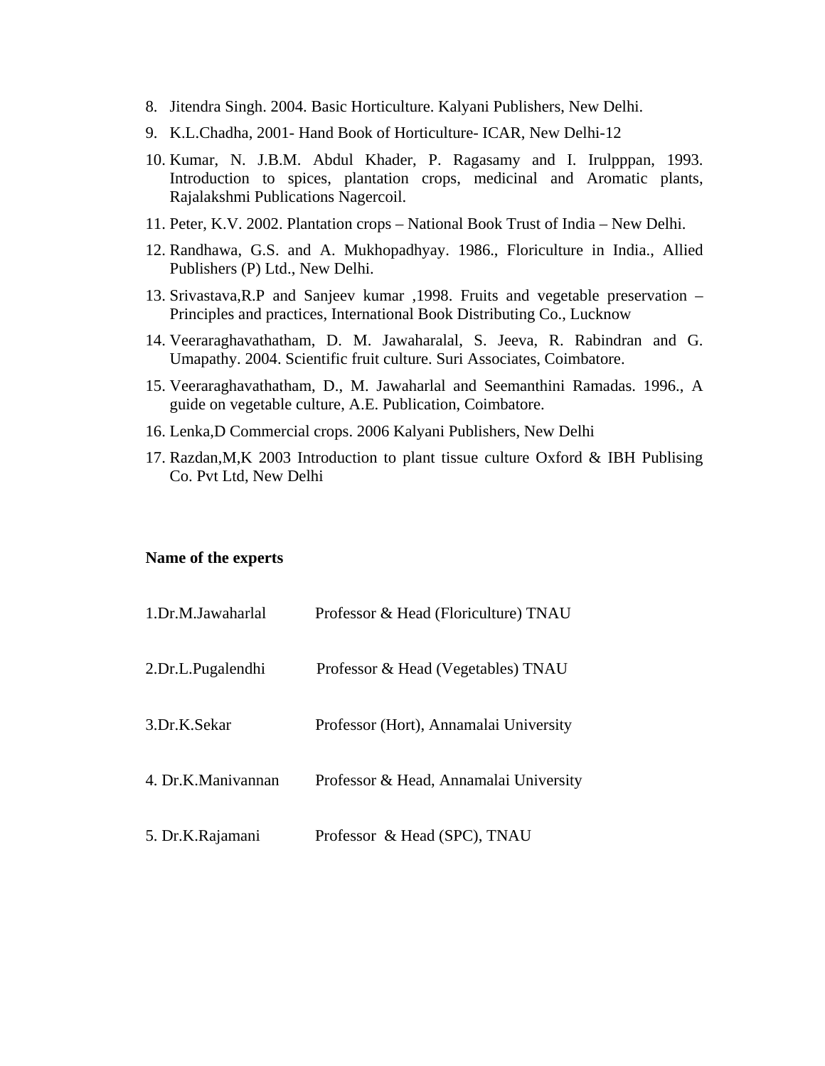8. Jitendra Singh. 2004. Basic Horticulture. Kalyani Publishers, New Delhi.
9. K.L.Chadha, 2001- Hand Book of Horticulture- ICAR, New Delhi-12
10. Kumar, N. J.B.M. Abdul Khader, P. Ragasamy and I. Irulpppan, 1993. Introduction to spices, plantation crops, medicinal and Aromatic plants, Rajalakshmi Publications Nagercoil.
11. Peter, K.V. 2002. Plantation crops – National Book Trust of India – New Delhi.
12. Randhawa, G.S. and A. Mukhopadhyay. 1986., Floriculture in India., Allied Publishers (P) Ltd., New Delhi.
13. Srivastava,R.P and Sanjeev kumar ,1998. Fruits and vegetable preservation – Principles and practices, International Book Distributing Co., Lucknow
14. Veeraraghavathatham, D. M. Jawaharalal, S. Jeeva, R. Rabindran and G. Umapathy. 2004. Scientific fruit culture. Suri Associates, Coimbatore.
15. Veeraraghavathatham, D., M. Jawaharlal and Seemanthini Ramadas. 1996., A guide on vegetable culture, A.E. Publication, Coimbatore.
16. Lenka,D Commercial crops. 2006 Kalyani Publishers, New Delhi
17. Razdan,M,K 2003 Introduction to plant tissue culture Oxford & IBH Publising Co. Pvt Ltd, New Delhi

**Name of the experts**

| | |
|---|---|
| 1.Dr.M.Jawaharlal | Professor & Head (Floriculture) TNAU |
| 2.Dr.L.Pugalendhi | Professor & Head (Vegetables) TNAU |
| 3.Dr.K.Sekar | Professor (Hort), Annamalai University |
| 4. Dr.K.Manivannan | Professor & Head, Annamalai University |
| 5. Dr.K.Rajamani | Professor & Head (SPC), TNAU |